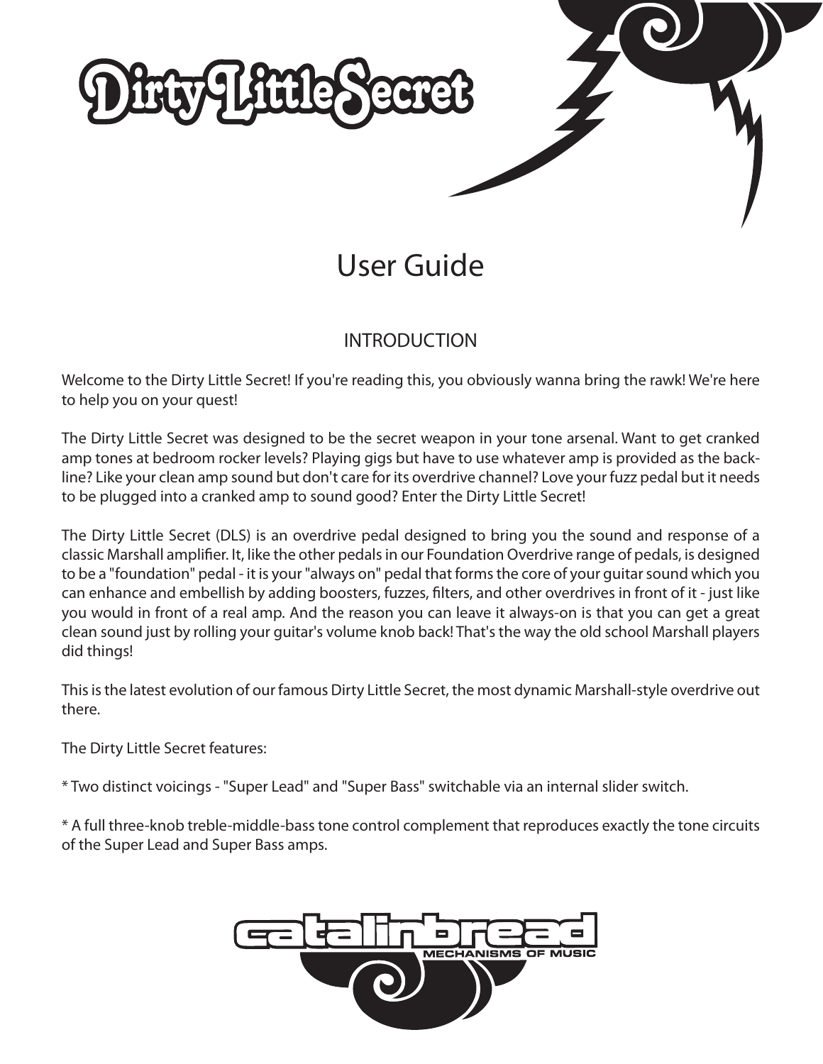# Dirty Little Secret

## User Guide

### INTRODUCTION

Welcome to the Dirty Little Secret! If you're reading this, you obviously wanna bring the rawk! We're here to help you on your quest!

The Dirty Little Secret was designed to be the secret weapon in your tone arsenal. Want to get cranked amp tones at bedroom rocker levels? Playing gigs but have to use whatever amp is provided as the back-line? Like your clean amp sound but don't care for its overdrive channel? Love your fuzz pedal but it needs to be plugged into a cranked amp to sound good? Enter the Dirty Little Secret!

The Dirty Little Secret (DLS) is an overdrive pedal designed to bring you the sound and response of a classic Marshall amplifier. It, like the other pedals in our Foundation Overdrive range of pedals, is designed to be a "foundation" pedal - it is your "always on" pedal that forms the core of your guitar sound which you can enhance and embellish by adding boosters, fuzzes, filters, and other overdrives in front of it - just like you would in front of a real amp. And the reason you can leave it always-on is that you can get a great clean sound just by rolling your guitar's volume knob back! That's the way the old school Marshall players did things!

This is the latest evolution of our famous Dirty Little Secret, the most dynamic Marshall-style overdrive out there.

The Dirty Little Secret features:

* Two distinct voicings - "Super Lead" and "Super Bass" switchable via an internal slider switch.

* A full three-knob treble-middle-bass tone control complement that reproduces exactly the tone circuits of the Super Lead and Super Bass amps.

catalinbread MECHANISMS OF MUSIC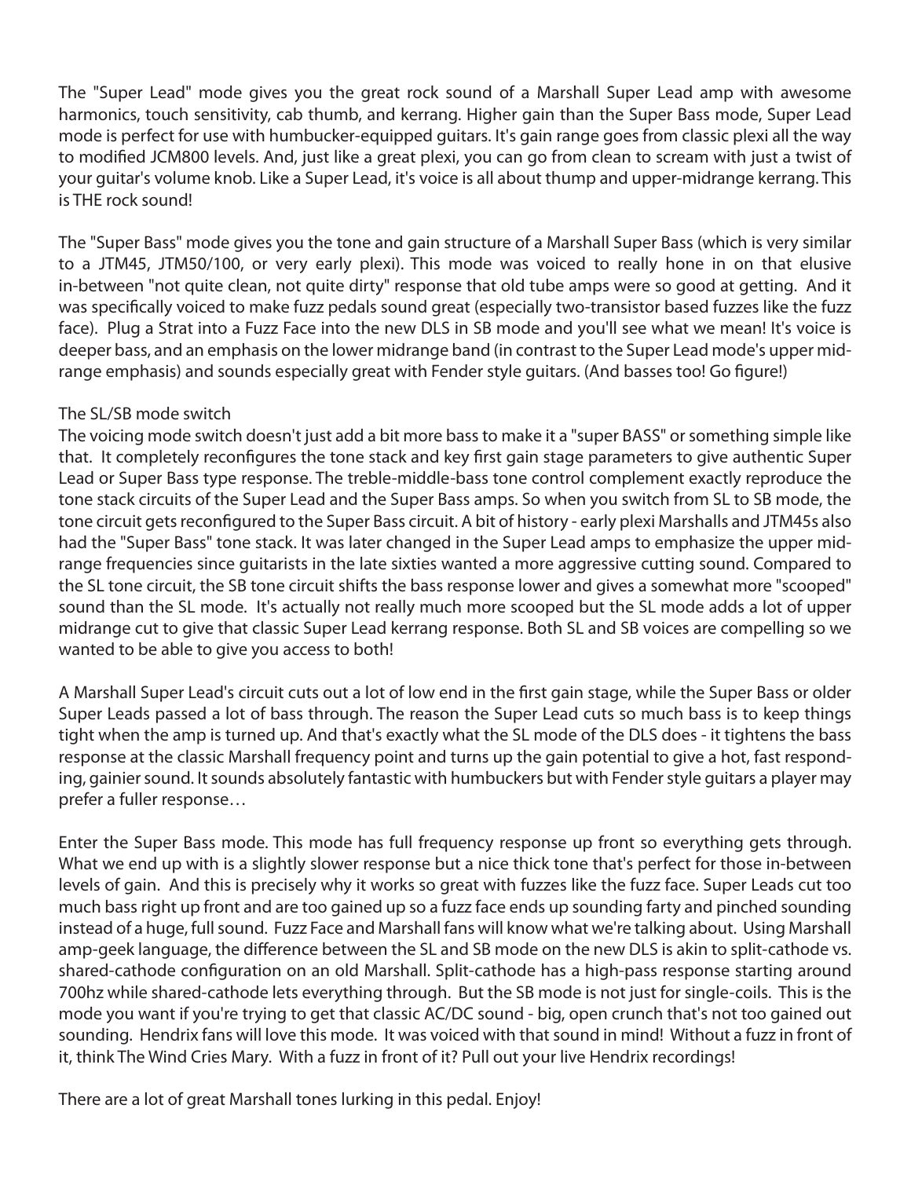The "Super Lead" mode gives you the great rock sound of a Marshall Super Lead amp with awesome harmonics, touch sensitivity, cab thumb, and kerrang. Higher gain than the Super Bass mode, Super Lead mode is perfect for use with humbucker-equipped guitars. It's gain range goes from classic plexi all the way to modified JCM800 levels. And, just like a great plexi, you can go from clean to scream with just a twist of your guitar's volume knob. Like a Super Lead, it's voice is all about thump and upper-midrange kerrang. This is THE rock sound!

The "Super Bass" mode gives you the tone and gain structure of a Marshall Super Bass (which is very similar to a JTM45, JTM50/100, or very early plexi). This mode was voiced to really hone in on that elusive in-between "not quite clean, not quite dirty" response that old tube amps were so good at getting. And it was specifically voiced to make fuzz pedals sound great (especially two-transistor based fuzzes like the fuzz face). Plug a Strat into a Fuzz Face into the new DLS in SB mode and you'll see what we mean! It's voice is deeper bass, and an emphasis on the lower midrange band (in contrast to the Super Lead mode's upper midrange emphasis) and sounds especially great with Fender style guitars. (And basses too! Go figure!)

The SL/SB mode switch

The voicing mode switch doesn't just add a bit more bass to make it a "super BASS" or something simple like that. It completely reconfigures the tone stack and key first gain stage parameters to give authentic Super Lead or Super Bass type response. The treble-middle-bass tone control complement exactly reproduce the tone stack circuits of the Super Lead and the Super Bass amps. So when you switch from SL to SB mode, the tone circuit gets reconfigured to the Super Bass circuit. A bit of history - early plexi Marshalls and JTM45s also had the "Super Bass" tone stack. It was later changed in the Super Lead amps to emphasize the upper midrange frequencies since guitarists in the late sixties wanted a more aggressive cutting sound. Compared to the SL tone circuit, the SB tone circuit shifts the bass response lower and gives a somewhat more "scooped" sound than the SL mode. It's actually not really much more scooped but the SL mode adds a lot of upper midrange cut to give that classic Super Lead kerrang response. Both SL and SB voices are compelling so we wanted to be able to give you access to both!

A Marshall Super Lead's circuit cuts out a lot of low end in the first gain stage, while the Super Bass or older Super Leads passed a lot of bass through. The reason the Super Lead cuts so much bass is to keep things tight when the amp is turned up. And that's exactly what the SL mode of the DLS does - it tightens the bass response at the classic Marshall frequency point and turns up the gain potential to give a hot, fast responding, gainier sound. It sounds absolutely fantastic with humbuckers but with Fender style guitars a player may prefer a fuller response…

Enter the Super Bass mode. This mode has full frequency response up front so everything gets through. What we end up with is a slightly slower response but a nice thick tone that's perfect for those in-between levels of gain. And this is precisely why it works so great with fuzzes like the fuzz face. Super Leads cut too much bass right up front and are too gained up so a fuzz face ends up sounding farty and pinched sounding instead of a huge, full sound. Fuzz Face and Marshall fans will know what we're talking about. Using Marshall amp-geek language, the difference between the SL and SB mode on the new DLS is akin to split-cathode vs. shared-cathode configuration on an old Marshall. Split-cathode has a high-pass response starting around 700hz while shared-cathode lets everything through. But the SB mode is not just for single-coils. This is the mode you want if you're trying to get that classic AC/DC sound - big, open crunch that's not too gained out sounding. Hendrix fans will love this mode. It was voiced with that sound in mind! Without a fuzz in front of it, think The Wind Cries Mary. With a fuzz in front of it? Pull out your live Hendrix recordings!

There are a lot of great Marshall tones lurking in this pedal. Enjoy!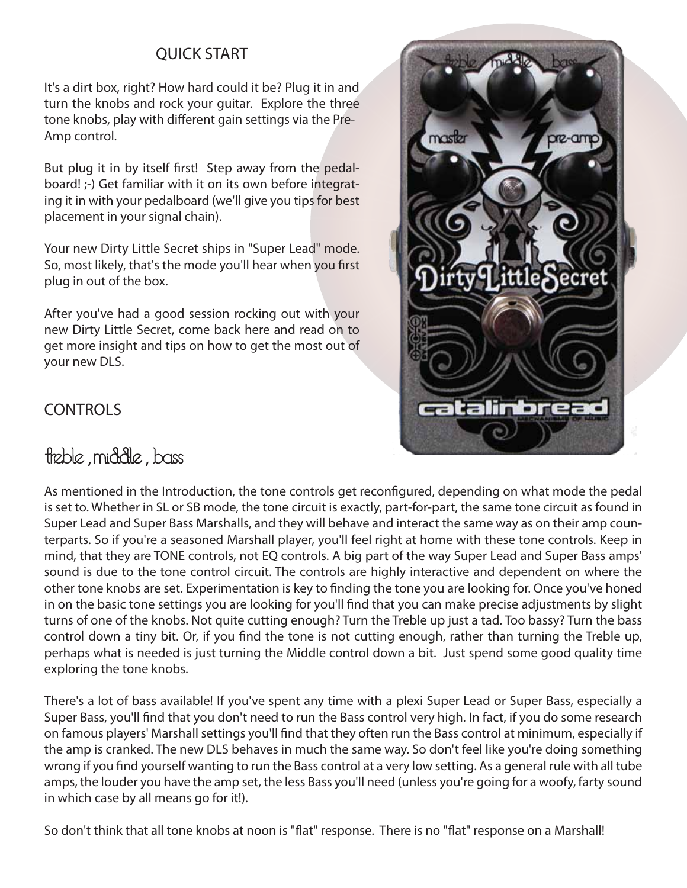## QUICK START

It's a dirt box, right? How hard could it be? Plug it in and turn the knobs and rock your guitar. Explore the three tone knobs, play with different gain settings via the Pre-Amp control.

But plug it in by itself first! Step away from the pedalboard! ;-) Get familiar with it on its own before integrating it in with your pedalboard (we'll give you tips for best placement in your signal chain).

Your new Dirty Little Secret ships in "Super Lead" mode. So, most likely, that's the mode you'll hear when you first plug in out of the box.

After you've had a good session rocking out with your new Dirty Little Secret, come back here and read on to get more insight and tips on how to get the most out of your new DLS.

## CONTROLS

### treble , middle , bass

As mentioned in the Introduction, the tone controls get reconfigured, depending on what mode the pedal is set to. Whether in SL or SB mode, the tone circuit is exactly, part-for-part, the same tone circuit as found in Super Lead and Super Bass Marshalls, and they will behave and interact the same way as on their amp counterparts. So if you're a seasoned Marshall player, you'll feel right at home with these tone controls. Keep in mind, that they are TONE controls, not EQ controls. A big part of the way Super Lead and Super Bass amps' sound is due to the tone control circuit. The controls are highly interactive and dependent on where the other tone knobs are set. Experimentation is key to finding the tone you are looking for. Once you've honed in on the basic tone settings you are looking for you'll find that you can make precise adjustments by slight turns of one of the knobs. Not quite cutting enough? Turn the Treble up just a tad. Too bassy? Turn the bass control down a tiny bit. Or, if you find the tone is not cutting enough, rather than turning the Treble up, perhaps what is needed is just turning the Middle control down a bit. Just spend some good quality time exploring the tone knobs.

There's a lot of bass available! If you've spent any time with a plexi Super Lead or Super Bass, especially a Super Bass, you'll find that you don't need to run the Bass control very high. In fact, if you do some research on famous players' Marshall settings you'll find that they often run the Bass control at minimum, especially if the amp is cranked. The new DLS behaves in much the same way. So don't feel like you're doing something wrong if you find yourself wanting to run the Bass control at a very low setting. As a general rule with all tube amps, the louder you have the amp set, the less Bass you'll need (unless you're going for a woofy, farty sound in which case by all means go for it!).

So don't think that all tone knobs at noon is "flat" response. There is no "flat" response on a Marshall!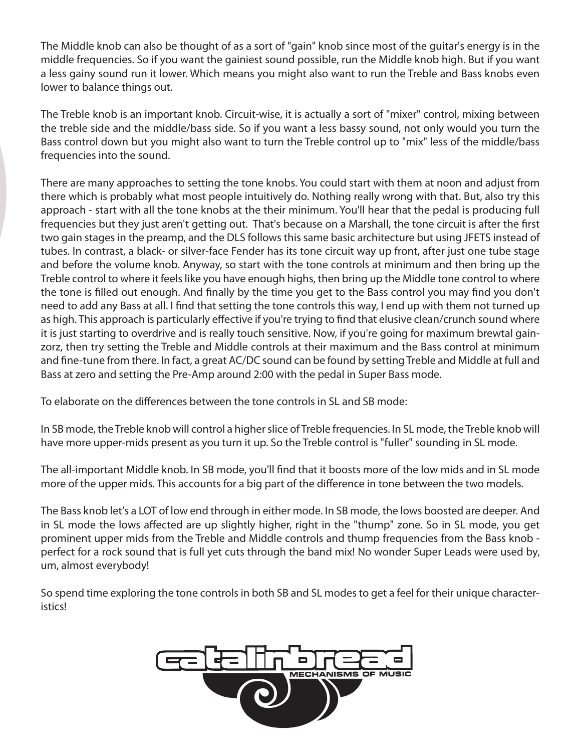The Middle knob can also be thought of as a sort of "gain" knob since most of the guitar's energy is in the middle frequencies. So if you want the gainiest sound possible, run the Middle knob high. But if you want a less gainy sound run it lower. Which means you might also want to run the Treble and Bass knobs even lower to balance things out.

The Treble knob is an important knob. Circuit-wise, it is actually a sort of "mixer" control, mixing between the treble side and the middle/bass side. So if you want a less bassy sound, not only would you turn the Bass control down but you might also want to turn the Treble control up to "mix" less of the middle/bass frequencies into the sound.

There are many approaches to setting the tone knobs. You could start with them at noon and adjust from there which is probably what most people intuitively do. Nothing really wrong with that. But, also try this approach - start with all the tone knobs at the their minimum. You'll hear that the pedal is producing full frequencies but they just aren't getting out. That's because on a Marshall, the tone circuit is after the first two gain stages in the preamp, and the DLS follows this same basic architecture but using JFETS instead of tubes. In contrast, a black- or silver-face Fender has its tone circuit way up front, after just one tube stage and before the volume knob. Anyway, so start with the tone controls at minimum and then bring up the Treble control to where it feels like you have enough highs, then bring up the Middle tone control to where the tone is filled out enough. And finally by the time you get to the Bass control you may find you don't need to add any Bass at all. I find that setting the tone controls this way, I end up with them not turned up as high. This approach is particularly effective if you're trying to find that elusive clean/crunch sound where it is just starting to overdrive and is really touch sensitive. Now, if you're going for maximum brewtal gain-zorz, then try setting the Treble and Middle controls at their maximum and the Bass control at minimum and fine-tune from there. In fact, a great AC/DC sound can be found by setting Treble and Middle at full and Bass at zero and setting the Pre-Amp around 2:00 with the pedal in Super Bass mode.

To elaborate on the differences between the tone controls in SL and SB mode:

In SB mode, the Treble knob will control a higher slice of Treble frequencies. In SL mode, the Treble knob will have more upper-mids present as you turn it up. So the Treble control is "fuller" sounding in SL mode.

The all-important Middle knob. In SB mode, you'll find that it boosts more of the low mids and in SL mode more of the upper mids. This accounts for a big part of the difference in tone between the two models.

The Bass knob let's a LOT of low end through in either mode. In SB mode, the lows boosted are deeper. And in SL mode the lows affected are up slightly higher, right in the "thump" zone. So in SL mode, you get prominent upper mids from the Treble and Middle controls and thump frequencies from the Bass knob - perfect for a rock sound that is full yet cuts through the band mix! No wonder Super Leads were used by, um, almost everybody!

So spend time exploring the tone controls in both SB and SL modes to get a feel for their unique characteristics!

catalinbread
MECHANISMS OF MUSIC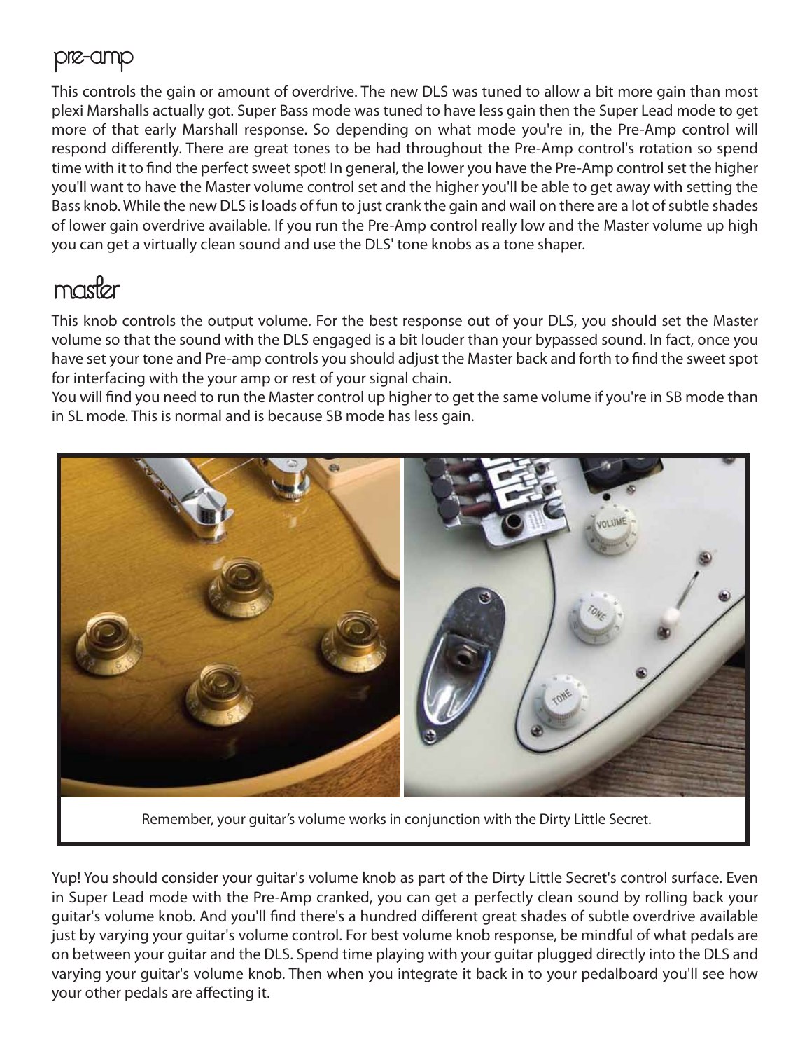## pre-amp

This controls the gain or amount of overdrive. The new DLS was tuned to allow a bit more gain than most plexi Marshalls actually got. Super Bass mode was tuned to have less gain then the Super Lead mode to get more of that early Marshall response. So depending on what mode you're in, the Pre-Amp control will respond differently. There are great tones to be had throughout the Pre-Amp control's rotation so spend time with it to find the perfect sweet spot! In general, the lower you have the Pre-Amp control set the higher you'll want to have the Master volume control set and the higher you'll be able to get away with setting the Bass knob. While the new DLS is loads of fun to just crank the gain and wail on there are a lot of subtle shades of lower gain overdrive available. If you run the Pre-Amp control really low and the Master volume up high you can get a virtually clean sound and use the DLS' tone knobs as a tone shaper.

## master

This knob controls the output volume. For the best response out of your DLS, you should set the Master volume so that the sound with the DLS engaged is a bit louder than your bypassed sound. In fact, once you have set your tone and Pre-amp controls you should adjust the Master back and forth to find the sweet spot for interfacing with the your amp or rest of your signal chain.
You will find you need to run the Master control up higher to get the same volume if you're in SB mode than in SL mode. This is normal and is because SB mode has less gain.

Remember, your guitar's volume works in conjunction with the Dirty Little Secret.

Yup! You should consider your guitar's volume knob as part of the Dirty Little Secret's control surface. Even in Super Lead mode with the Pre-Amp cranked, you can get a perfectly clean sound by rolling back your guitar's volume knob. And you'll find there's a hundred different great shades of subtle overdrive available just by varying your guitar's volume control. For best volume knob response, be mindful of what pedals are on between your guitar and the DLS. Spend time playing with your guitar plugged directly into the DLS and varying your guitar's volume knob. Then when you integrate it back in to your pedalboard you'll see how your other pedals are affecting it.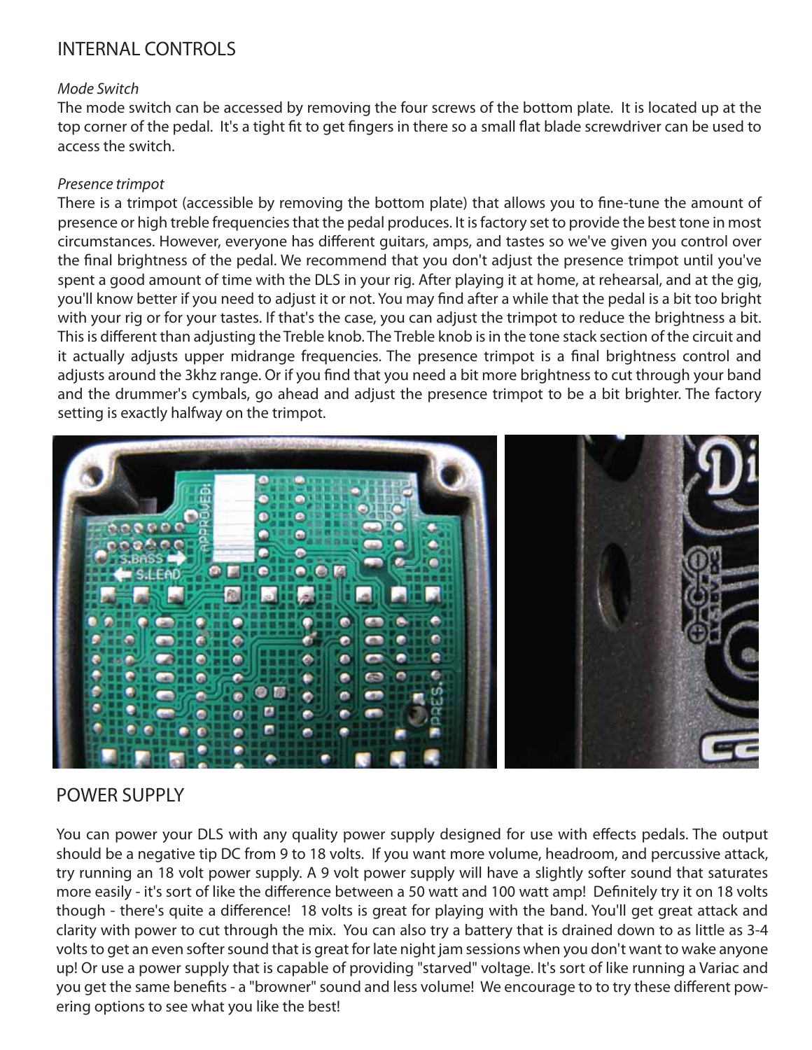## INTERNAL CONTROLS

### *Mode Switch*

The mode switch can be accessed by removing the four screws of the bottom plate. It is located up at the top corner of the pedal. It's a tight fit to get fingers in there so a small flat blade screwdriver can be used to access the switch.

### *Presence trimpot*

There is a trimpot (accessible by removing the bottom plate) that allows you to fine-tune the amount of presence or high treble frequencies that the pedal produces. It is factory set to provide the best tone in most circumstances. However, everyone has different guitars, amps, and tastes so we've given you control over the final brightness of the pedal. We recommend that you don't adjust the presence trimpot until you've spent a good amount of time with the DLS in your rig. After playing it at home, at rehearsal, and at the gig, you'll know better if you need to adjust it or not. You may find after a while that the pedal is a bit too bright with your rig or for your tastes. If that's the case, you can adjust the trimpot to reduce the brightness a bit. This is different than adjusting the Treble knob. The Treble knob is in the tone stack section of the circuit and it actually adjusts upper midrange frequencies. The presence trimpot is a final brightness control and adjusts around the 3khz range. Or if you find that you need a bit more brightness to cut through your band and the drummer's cymbals, go ahead and adjust the presence trimpot to be a bit brighter. The factory setting is exactly halfway on the trimpot.

## POWER SUPPLY

You can power your DLS with any quality power supply designed for use with effects pedals. The output should be a negative tip DC from 9 to 18 volts. If you want more volume, headroom, and percussive attack, try running an 18 volt power supply. A 9 volt power supply will have a slightly softer sound that saturates more easily - it's sort of like the difference between a 50 watt and 100 watt amp! Definitely try it on 18 volts though - there's quite a difference! 18 volts is great for playing with the band. You'll get great attack and clarity with power to cut through the mix. You can also try a battery that is drained down to as little as 3-4 volts to get an even softer sound that is great for late night jam sessions when you don't want to wake anyone up! Or use a power supply that is capable of providing "starved" voltage. It's sort of like running a Variac and you get the same benefits - a "browner" sound and less volume! We encourage to to try these different powering options to see what you like the best!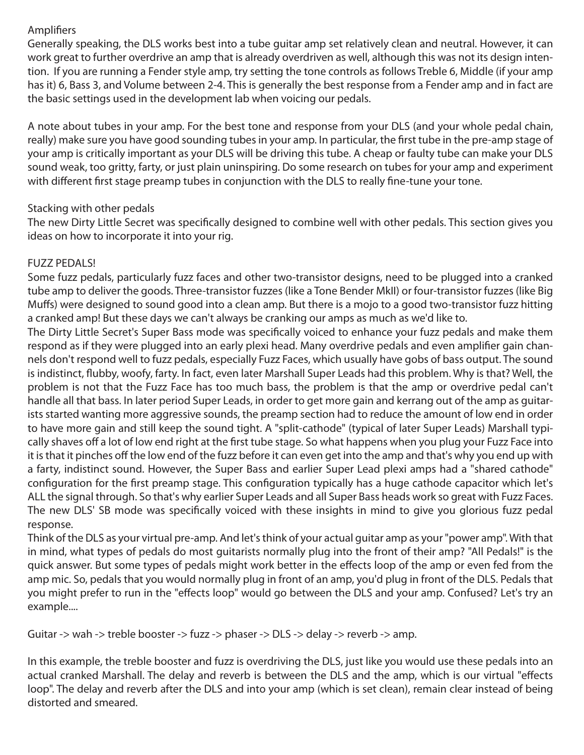## Amplifiers

Generally speaking, the DLS works best into a tube guitar amp set relatively clean and neutral. However, it can work great to further overdrive an amp that is already overdriven as well, although this was not its design intention. If you are running a Fender style amp, try setting the tone controls as follows Treble 6, Middle (if your amp has it) 6, Bass 3, and Volume between 2-4. This is generally the best response from a Fender amp and in fact are the basic settings used in the development lab when voicing our pedals.

A note about tubes in your amp. For the best tone and response from your DLS (and your whole pedal chain, really) make sure you have good sounding tubes in your amp. In particular, the first tube in the pre-amp stage of your amp is critically important as your DLS will be driving this tube. A cheap or faulty tube can make your DLS sound weak, too gritty, farty, or just plain uninspiring. Do some research on tubes for your amp and experiment with different first stage preamp tubes in conjunction with the DLS to really fine-tune your tone.

## Stacking with other pedals

The new Dirty Little Secret was specifically designed to combine well with other pedals. This section gives you ideas on how to incorporate it into your rig.

### FUZZ PEDALS!

Some fuzz pedals, particularly fuzz faces and other two-transistor designs, need to be plugged into a cranked tube amp to deliver the goods. Three-transistor fuzzes (like a Tone Bender MkII) or four-transistor fuzzes (like Big Muffs) were designed to sound good into a clean amp. But there is a mojo to a good two-transistor fuzz hitting a cranked amp! But these days we can't always be cranking our amps as much as we'd like to.

The Dirty Little Secret's Super Bass mode was specifically voiced to enhance your fuzz pedals and make them respond as if they were plugged into an early plexi head. Many overdrive pedals and even amplifier gain channels don't respond well to fuzz pedals, especially Fuzz Faces, which usually have gobs of bass output. The sound is indistinct, flubby, woofy, farty. In fact, even later Marshall Super Leads had this problem. Why is that? Well, the problem is not that the Fuzz Face has too much bass, the problem is that the amp or overdrive pedal can't handle all that bass. In later period Super Leads, in order to get more gain and kerrang out of the amp as guitarists started wanting more aggressive sounds, the preamp section had to reduce the amount of low end in order to have more gain and still keep the sound tight. A "split-cathode" (typical of later Super Leads) Marshall typically shaves off a lot of low end right at the first tube stage. So what happens when you plug your Fuzz Face into it is that it pinches off the low end of the fuzz before it can even get into the amp and that's why you end up with a farty, indistinct sound. However, the Super Bass and earlier Super Lead plexi amps had a "shared cathode" configuration for the first preamp stage. This configuration typically has a huge cathode capacitor which let's ALL the signal through. So that's why earlier Super Leads and all Super Bass heads work so great with Fuzz Faces. The new DLS' SB mode was specifically voiced with these insights in mind to give you glorious fuzz pedal response.

Think of the DLS as your virtual pre-amp. And let's think of your actual guitar amp as your "power amp". With that in mind, what types of pedals do most guitarists normally plug into the front of their amp? "All Pedals!" is the quick answer. But some types of pedals might work better in the effects loop of the amp or even fed from the amp mic. So, pedals that you would normally plug in front of an amp, you'd plug in front of the DLS. Pedals that you might prefer to run in the "effects loop" would go between the DLS and your amp. Confused? Let's try an example....

Guitar -> wah -> treble booster -> fuzz -> phaser -> DLS -> delay -> reverb -> amp.

In this example, the treble booster and fuzz is overdriving the DLS, just like you would use these pedals into an actual cranked Marshall. The delay and reverb is between the DLS and the amp, which is our virtual "effects loop". The delay and reverb after the DLS and into your amp (which is set clean), remain clear instead of being distorted and smeared.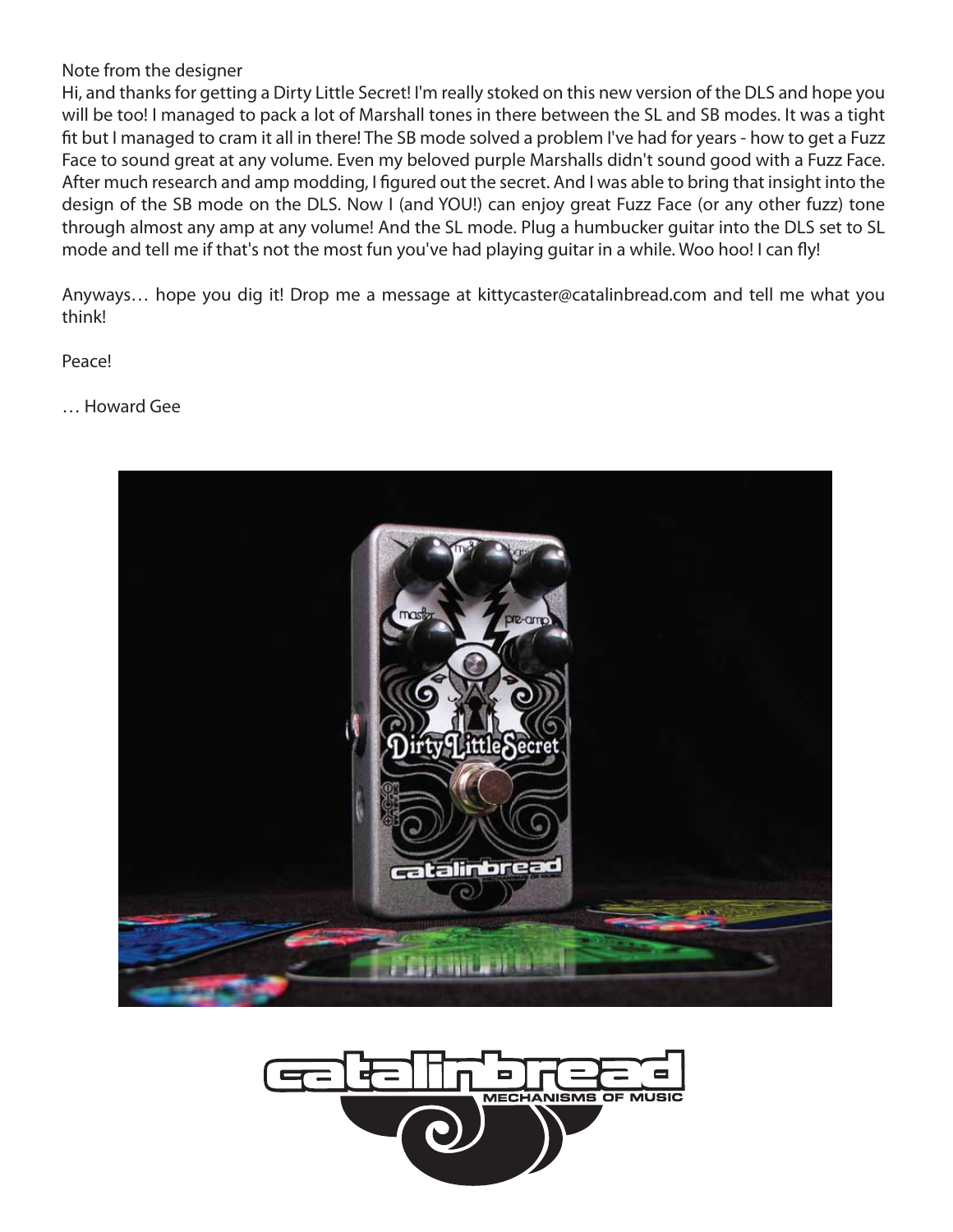Note from the designer

Hi, and thanks for getting a Dirty Little Secret! I'm really stoked on this new version of the DLS and hope you will be too! I managed to pack a lot of Marshall tones in there between the SL and SB modes. It was a tight fit but I managed to cram it all in there! The SB mode solved a problem I've had for years - how to get a Fuzz Face to sound great at any volume. Even my beloved purple Marshalls didn't sound good with a Fuzz Face. After much research and amp modding, I figured out the secret. And I was able to bring that insight into the design of the SB mode on the DLS. Now I (and YOU!) can enjoy great Fuzz Face (or any other fuzz) tone through almost any amp at any volume! And the SL mode. Plug a humbucker guitar into the DLS set to SL mode and tell me if that's not the most fun you've had playing guitar in a while. Woo hoo! I can fly!

Anyways… hope you dig it! Drop me a message at kittycaster@catalinbread.com and tell me what you think!

Peace!

… Howard Gee